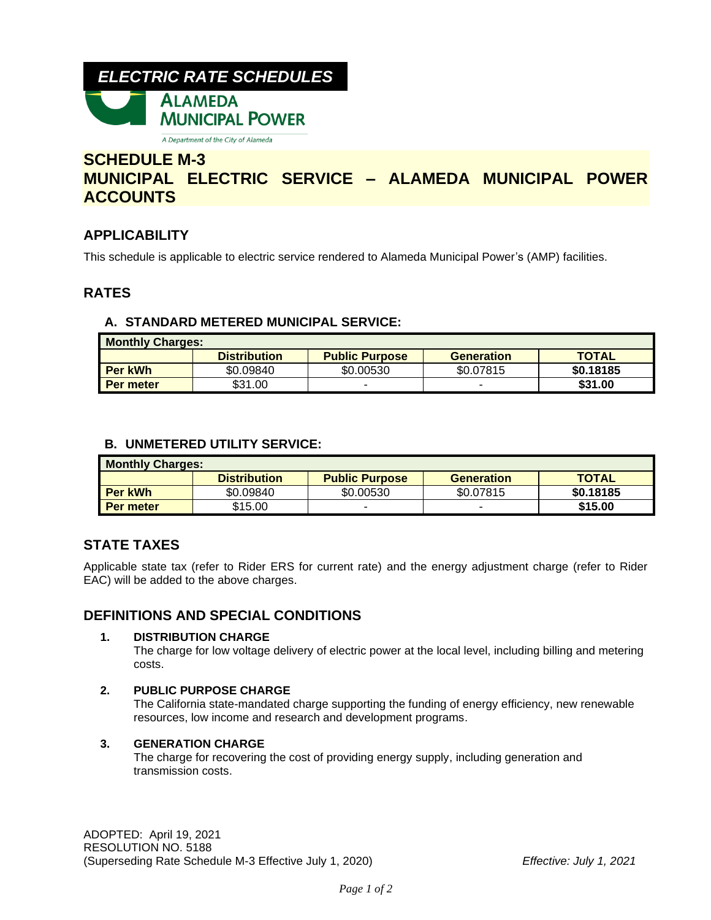# ELECTRIC RATE SCHEDULES

**ALAMEDA MUNICIPAL POWER**

A Department of the City of Alameda

## SCHEDULE M-3
## MUNICIPAL ELECTRIC SERVICE – ALAMEDA MUNICIPAL POWER ACCOUNTS

## APPLICABILITY

This schedule is applicable to electric service rendered to Alameda Municipal Power's (AMP) facilities.

## RATES

### A. STANDARD METERED MUNICIPAL SERVICE:

| Monthly Charges: | | | | |
|---|---|---|---|---|
| | **Distribution** | **Public Purpose** | **Generation** | **TOTAL** |
| **Per kWh** | $0.09840 | $0.00530 | $0.07815 | **$0.18185** |
| **Per meter** | $31.00 | - | - | **$31.00** |

### B. UNMETERED UTILITY SERVICE:

| Monthly Charges: | | | | |
|---|---|---|---|---|
| | **Distribution** | **Public Purpose** | **Generation** | **TOTAL** |
| **Per kWh** | $0.09840 | $0.00530 | $0.07815 | **$0.18185** |
| **Per meter** | $15.00 | - | - | **$15.00** |

## STATE TAXES

Applicable state tax (refer to Rider ERS for current rate) and the energy adjustment charge (refer to Rider EAC) will be added to the above charges.

## DEFINITIONS AND SPECIAL CONDITIONS

1. **DISTRIBUTION CHARGE**
   The charge for low voltage delivery of electric power at the local level, including billing and metering costs.

2. **PUBLIC PURPOSE CHARGE**
   The California state-mandated charge supporting the funding of energy efficiency, new renewable resources, low income and research and development programs.

3. **GENERATION CHARGE**
   The charge for recovering the cost of providing energy supply, including generation and transmission costs.

ADOPTED: April 19, 2021
RESOLUTION NO. 5188
(Superseding Rate Schedule M-3 Effective July 1, 2020) *Effective: July 1, 2021*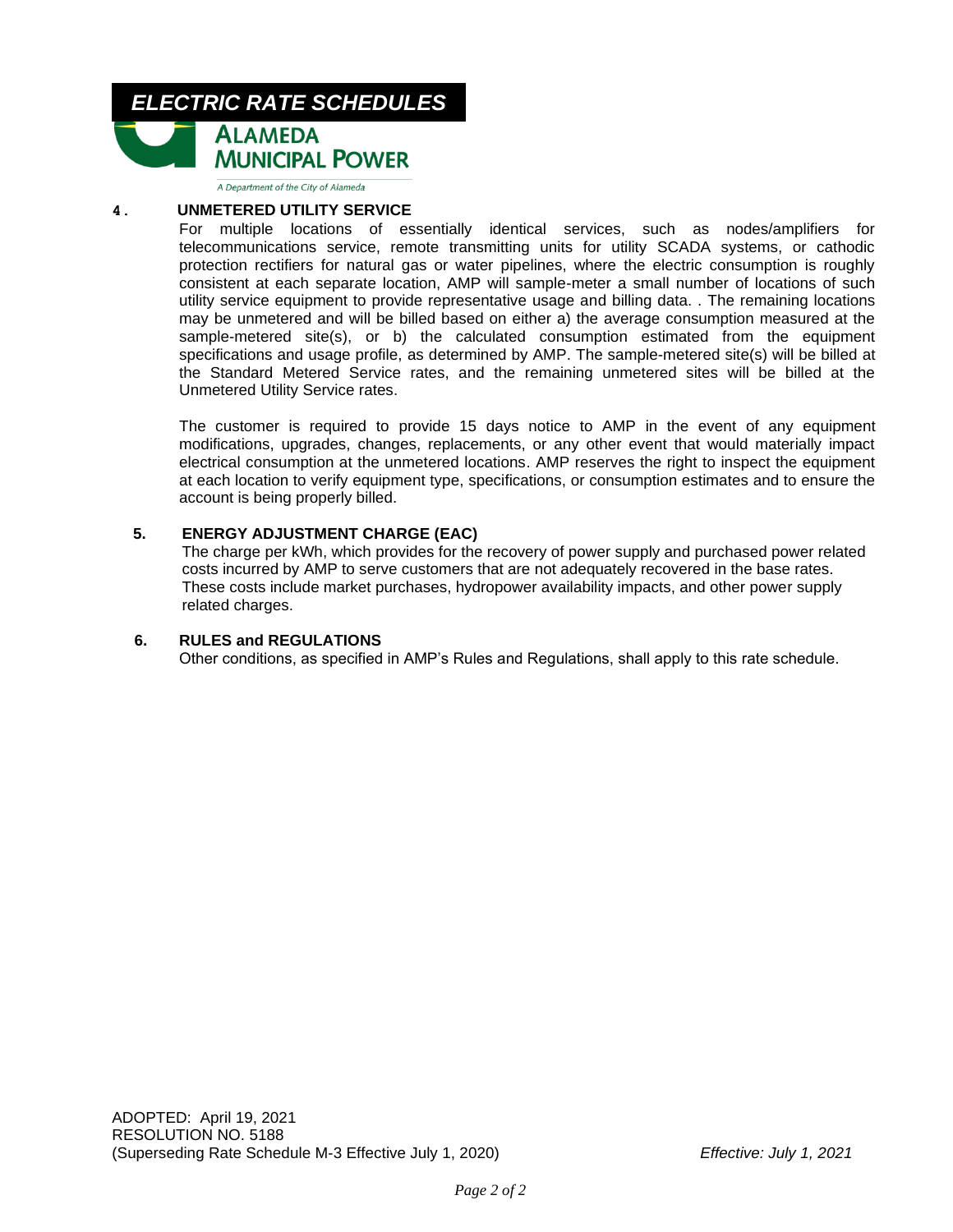**4. UNMETERED UTILITY SERVICE**

For multiple locations of essentially identical services, such as nodes/amplifiers for telecommunications service, remote transmitting units for utility SCADA systems, or cathodic protection rectifiers for natural gas or water pipelines, where the electric consumption is roughly consistent at each separate location, AMP will sample-meter a small number of locations of such utility service equipment to provide representative usage and billing data. . The remaining locations may be unmetered and will be billed based on either a) the average consumption measured at the sample-metered site(s), or b) the calculated consumption estimated from the equipment specifications and usage profile, as determined by AMP. The sample-metered site(s) will be billed at the Standard Metered Service rates, and the remaining unmetered sites will be billed at the Unmetered Utility Service rates.

The customer is required to provide 15 days notice to AMP in the event of any equipment modifications, upgrades, changes, replacements, or any other event that would materially impact electrical consumption at the unmetered locations. AMP reserves the right to inspect the equipment at each location to verify equipment type, specifications, or consumption estimates and to ensure the account is being properly billed.

**5. ENERGY ADJUSTMENT CHARGE (EAC)**

The charge per kWh, which provides for the recovery of power supply and purchased power related costs incurred by AMP to serve customers that are not adequately recovered in the base rates. These costs include market purchases, hydropower availability impacts, and other power supply related charges.

**6. RULES and REGULATIONS**

Other conditions, as specified in AMP's Rules and Regulations, shall apply to this rate schedule.

ADOPTED: April 19, 2021
RESOLUTION NO. 5188
(Superseding Rate Schedule M-3 Effective July 1, 2020) *Effective: July 1, 2021*